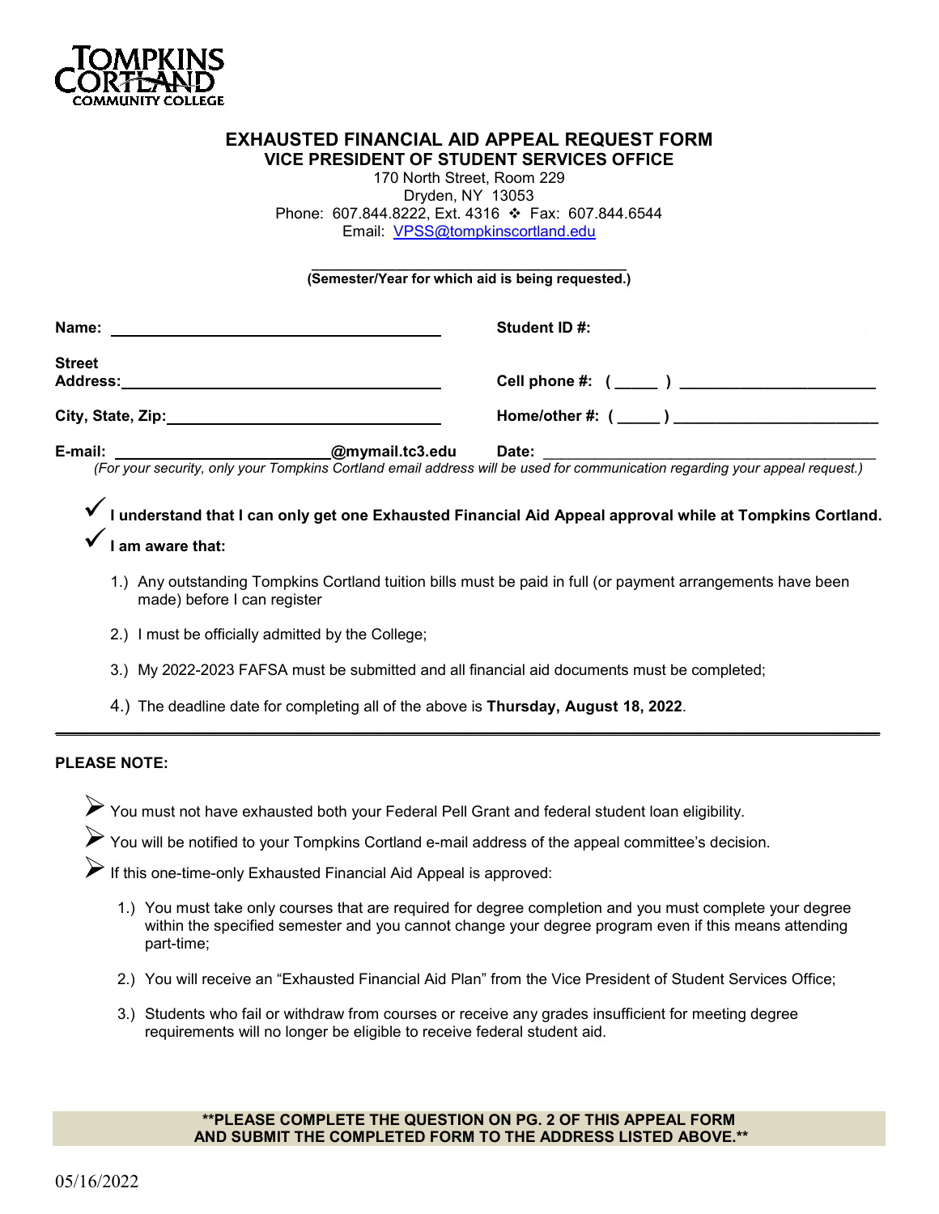TOMPKINS CORTLAND COMMUNITY COLLEGE

# EXHAUSTED FINANCIAL AID APPEAL REQUEST FORM

## VICE PRESIDENT OF STUDENT SERVICES OFFICE

170 North Street, Room 229
Dryden, NY 13053
Phone: 607.844.8222, Ext. 4316 ❖ Fax: 607.844.6544
Email: VPSS@tompkinscortland.edu

______________________________________
**(Semester/Year for which aid is being requested.)**

**Name:** ______________________________________ **Student ID #:**

**Street Address:** ______________________________________ **Cell phone #: ( _____ )** ________________________

**City, State, Zip:** ______________________________ **Home/other #: ( _____ )** ________________________

**E-mail:** ________________________**@mymail.tc3.edu** **Date:** ________________________________________

*(For your security, only your Tompkins Cortland email address will be used for communication regarding your appeal request.)*

✓ **I understand that I can only get one Exhausted Financial Aid Appeal approval while at Tompkins Cortland.**

✓ **I am aware that:**

1.) Any outstanding Tompkins Cortland tuition bills must be paid in full (or payment arrangements have been made) before I can register

2.) I must be officially admitted by the College;

3.) My 2022-2023 FAFSA must be submitted and all financial aid documents must be completed;

4.) The deadline date for completing all of the above is **Thursday, August 18, 2022**.

---

**PLEASE NOTE:**

- You must not have exhausted both your Federal Pell Grant and federal student loan eligibility.
- You will be notified to your Tompkins Cortland e-mail address of the appeal committee's decision.
- If this one-time-only Exhausted Financial Aid Appeal is approved:

1.) You must take only courses that are required for degree completion and you must complete your degree within the specified semester and you cannot change your degree program even if this means attending part-time;

2.) You will receive an "Exhausted Financial Aid Plan" from the Vice President of Student Services Office;

3.) Students who fail or withdraw from courses or receive any grades insufficient for meeting degree requirements will no longer be eligible to receive federal student aid.

**\*\*PLEASE COMPLETE THE QUESTION ON PG. 2 OF THIS APPEAL FORM AND SUBMIT THE COMPLETED FORM TO THE ADDRESS LISTED ABOVE.\*\***

05/16/2022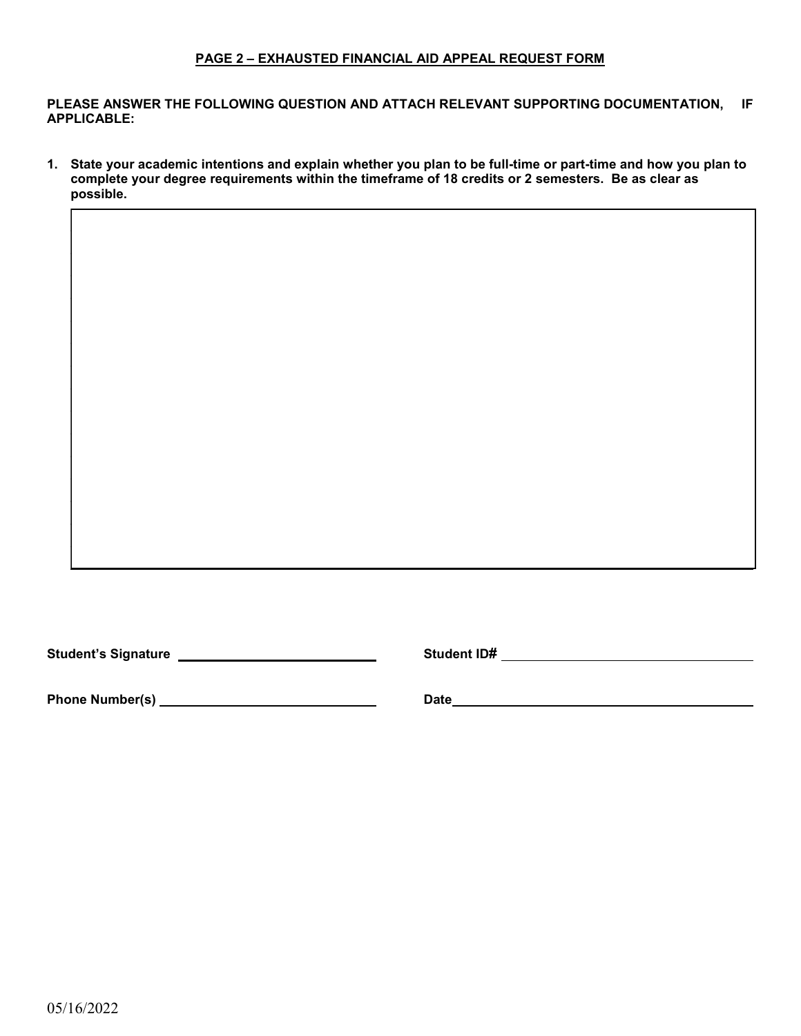**PAGE 2 – EXHAUSTED FINANCIAL AID APPEAL REQUEST FORM**

**PLEASE ANSWER THE FOLLOWING QUESTION AND ATTACH RELEVANT SUPPORTING DOCUMENTATION, IF APPLICABLE:**

1. **State your academic intentions and explain whether you plan to be full-time or part-time and how you plan to complete your degree requirements within the timeframe of 18 credits or 2 semesters. Be as clear as possible.**

**Student's Signature** ____________________ **Student ID#** ____________________

**Phone Number(s)** ____________________ **Date** ____________________

05/16/2022